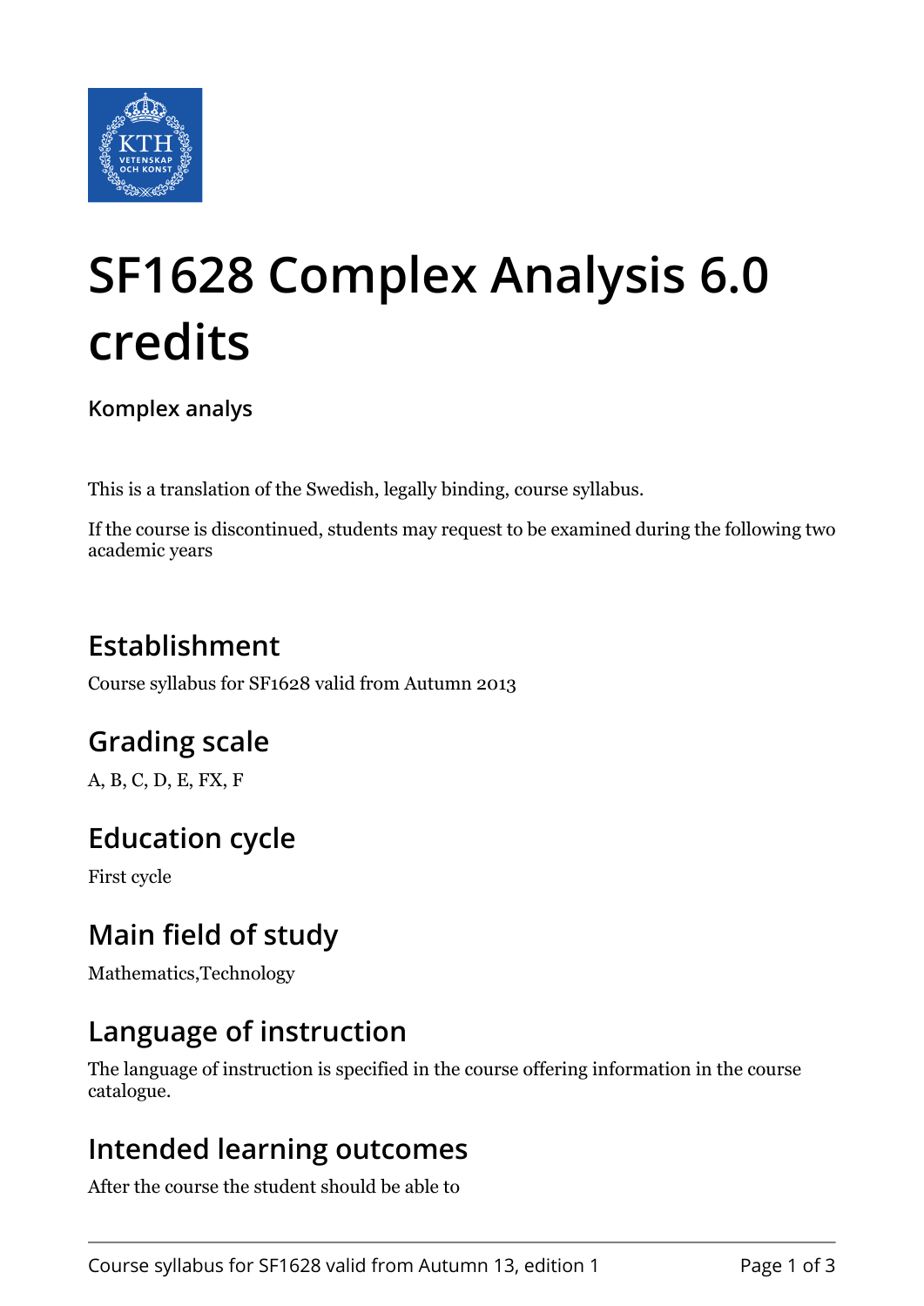# SF1628 Complex Analysis 6.0 credits

**Komplex analys**

This is a translation of the Swedish, legally binding, course syllabus.

If the course is discontinued, students may request to be examined during the following two academic years

## Establishment

Course syllabus for SF1628 valid from Autumn 2013

## Grading scale

A, B, C, D, E, FX, F

## Education cycle

First cycle

## Main field of study

Mathematics,Technology

## Language of instruction

The language of instruction is specified in the course offering information in the course catalogue.

## Intended learning outcomes

After the course the student should be able to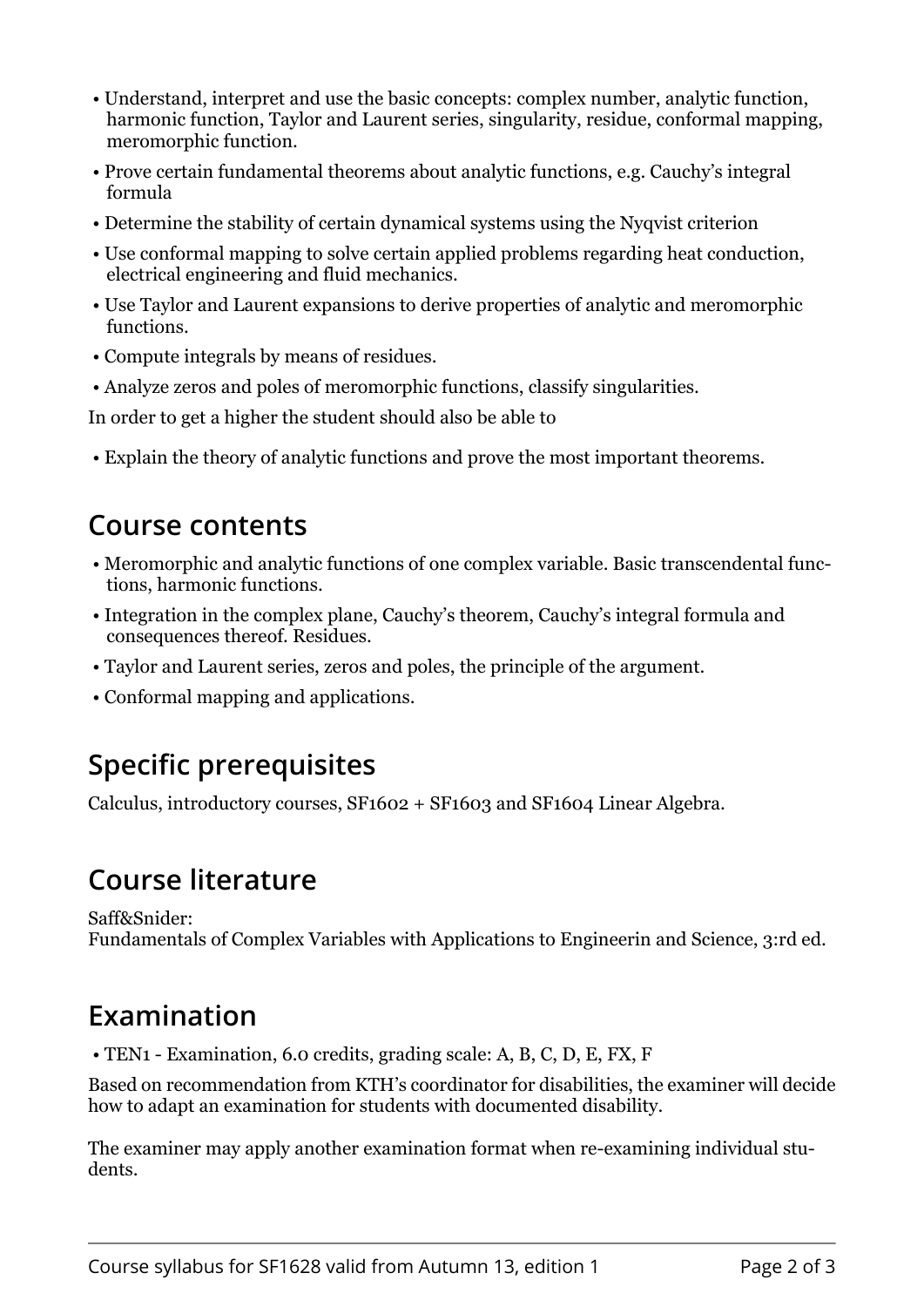- Understand, interpret and use the basic concepts: complex number, analytic function, harmonic function, Taylor and Laurent series, singularity, residue, conformal mapping, meromorphic function.
- Prove certain fundamental theorems about analytic functions, e.g. Cauchy's integral formula
- Determine the stability of certain dynamical systems using the Nyqvist criterion
- Use conformal mapping to solve certain applied problems regarding heat conduction, electrical engineering and fluid mechanics.
- Use Taylor and Laurent expansions to derive properties of analytic and meromorphic functions.
- Compute integrals by means of residues.
- Analyze zeros and poles of meromorphic functions, classify singularities.

In order to get a higher the student should also be able to

- Explain the theory of analytic functions and prove the most important theorems.

## Course contents

- Meromorphic and analytic functions of one complex variable. Basic transcendental functions, harmonic functions.
- Integration in the complex plane, Cauchy's theorem, Cauchy's integral formula and consequences thereof. Residues.
- Taylor and Laurent series, zeros and poles, the principle of the argument.
- Conformal mapping and applications.

## Specific prerequisites

Calculus, introductory courses, SF1602 + SF1603 and SF1604 Linear Algebra.

## Course literature

Saff&Snider:
Fundamentals of Complex Variables with Applications to Engineerin and Science, 3:rd ed.

## Examination

- TEN1 - Examination, 6.0 credits, grading scale: A, B, C, D, E, FX, F

Based on recommendation from KTH's coordinator for disabilities, the examiner will decide how to adapt an examination for students with documented disability.

The examiner may apply another examination format when re-examining individual students.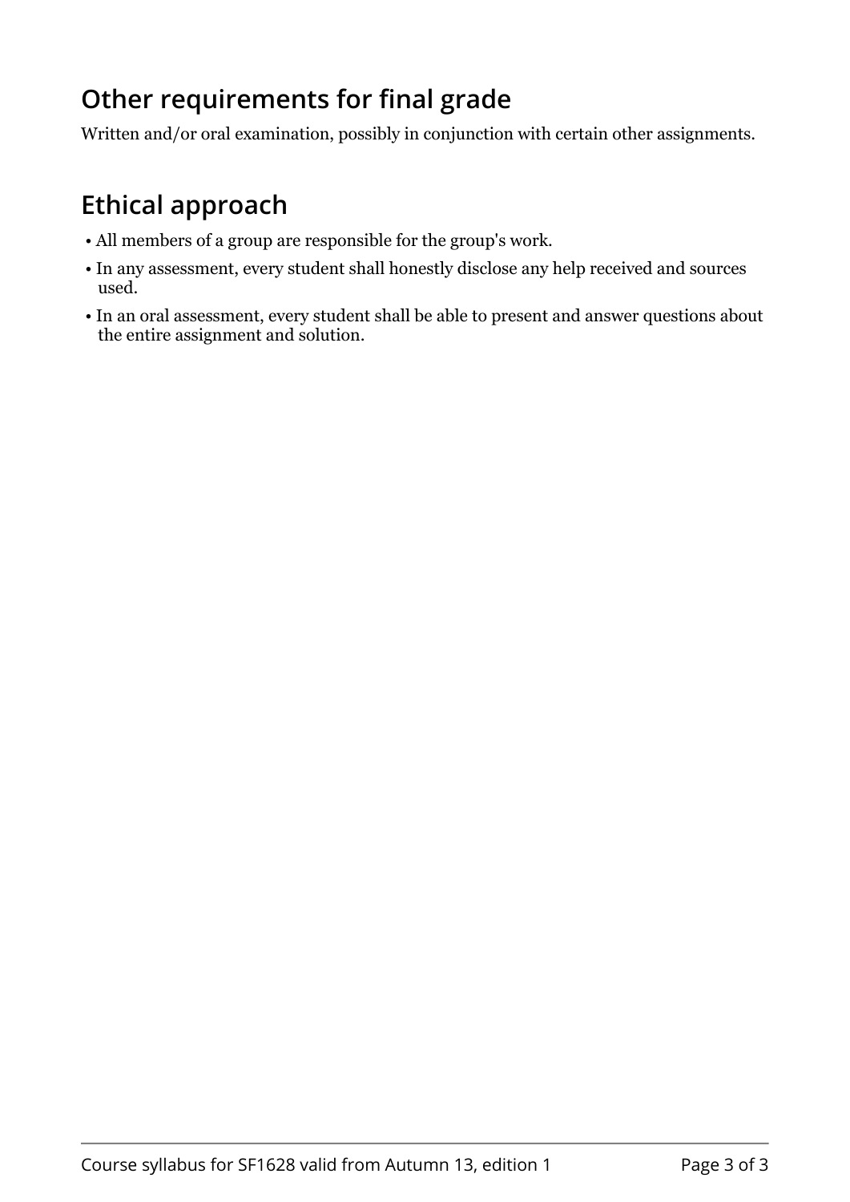## Other requirements for final grade

Written and/or oral examination, possibly in conjunction with certain other assignments.

## Ethical approach

- All members of a group are responsible for the group's work.
- In any assessment, every student shall honestly disclose any help received and sources used.
- In an oral assessment, every student shall be able to present and answer questions about the entire assignment and solution.